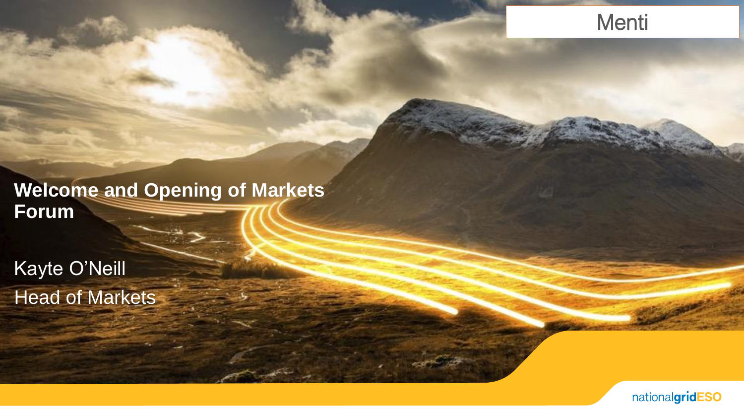Menti

# Welcome and Opening of Markets Forum

Kayte O'Neill

Head of Markets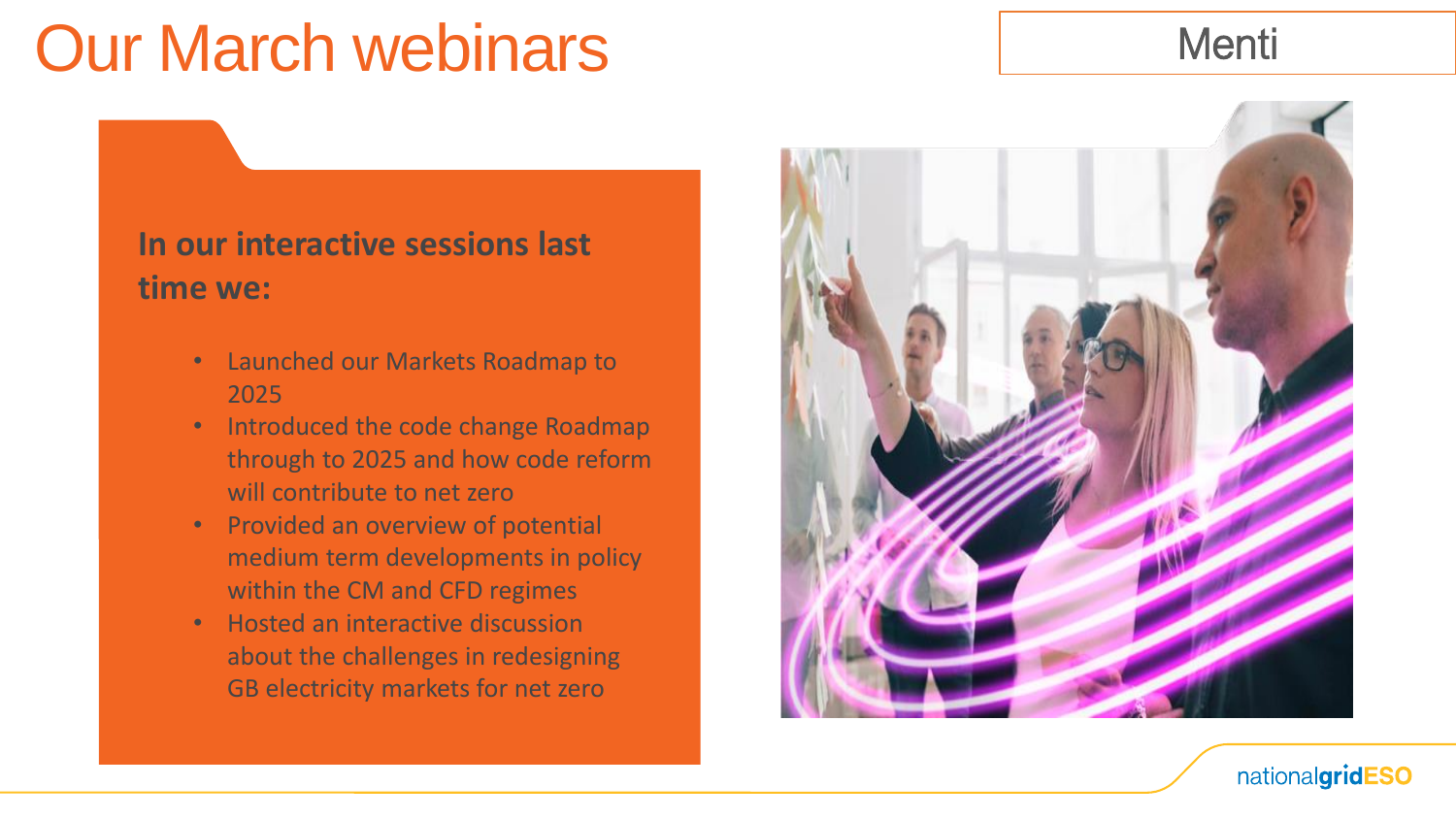# Our March webinars

Menti

**In our interactive sessions last time we:**

- Launched our Markets Roadmap to 2025
- Introduced the code change Roadmap through to 2025 and how code reform will contribute to net zero
- Provided an overview of potential medium term developments in policy within the CM and CFD regimes
- Hosted an interactive discussion about the challenges in redesigning GB electricity markets for net zero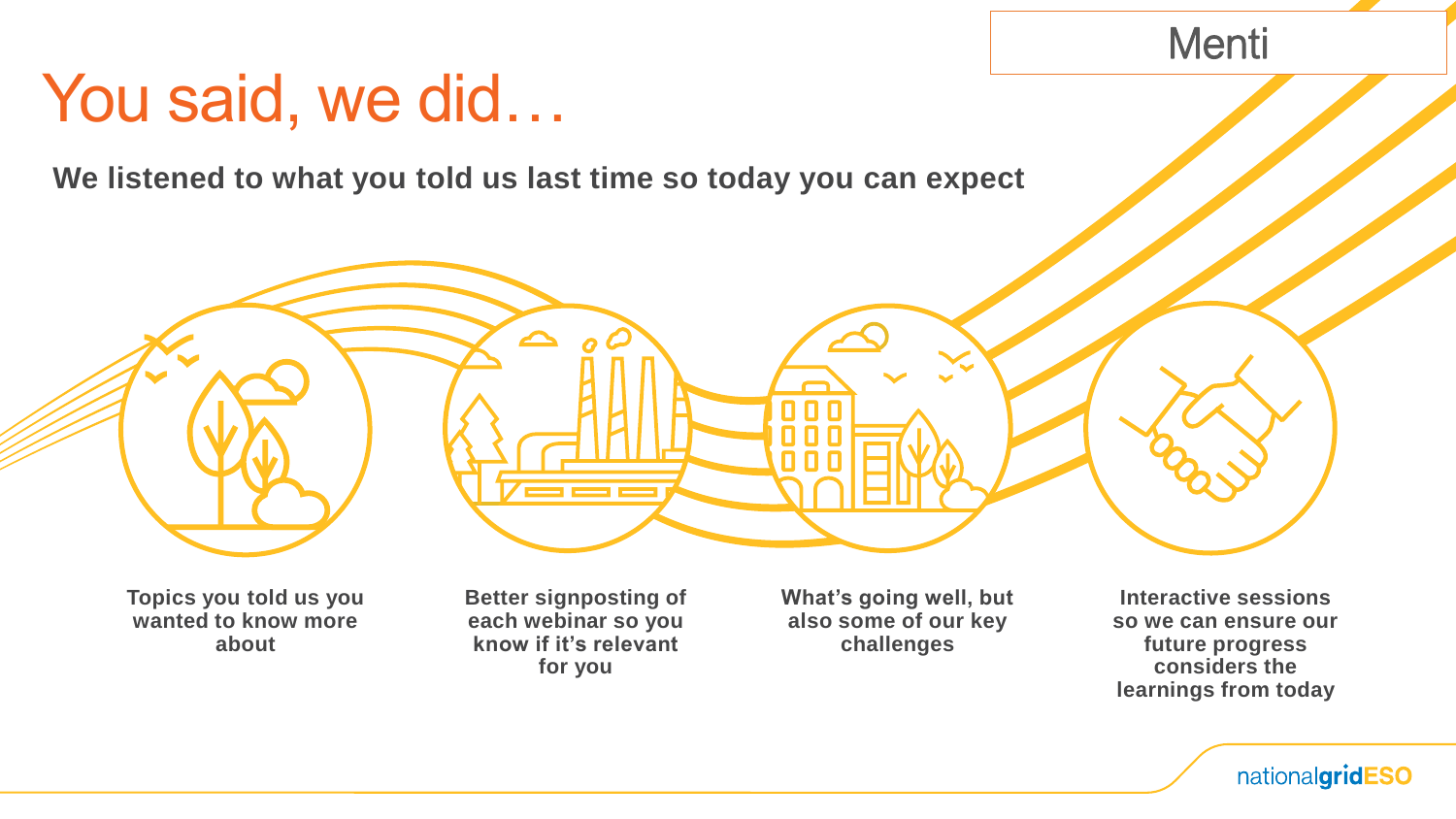Menti

# You said, we did…

**We listened to what you told us last time so today you can expect**

- **Topics you told us you wanted to know more about**
- **Better signposting of each webinar so you know if it's relevant for you**
- **What's going well, but also some of our key challenges**
- **Interactive sessions so we can ensure our future progress considers the learnings from today**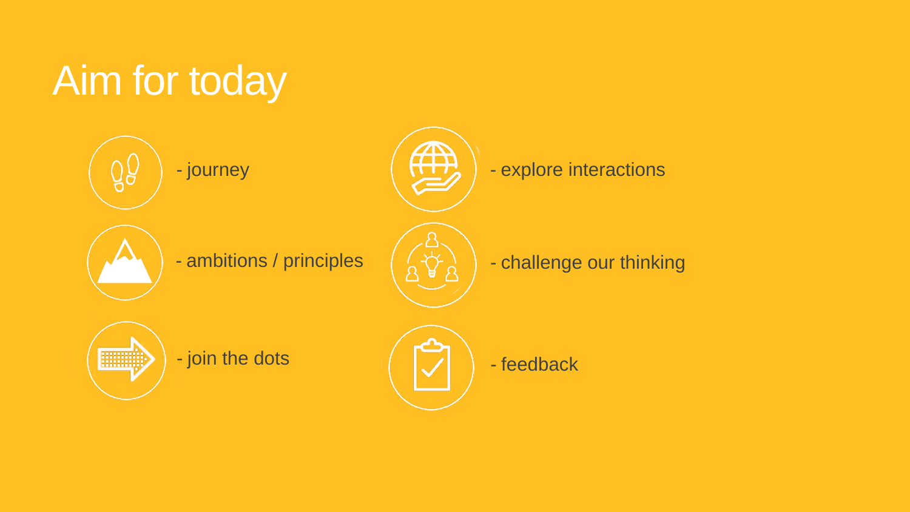# Aim for today

- journey
- ambitions / principles
- join the dots
- explore interactions
- challenge our thinking
- feedback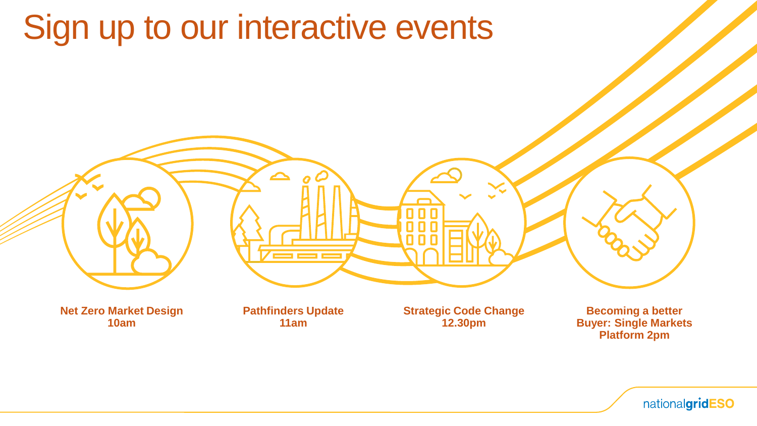# Sign up to our interactive events

**Net Zero Market Design**
**10am**

**Pathfinders Update**
**11am**

**Strategic Code Change**
**12.30pm**

**Becoming a better Buyer: Single Markets Platform 2pm**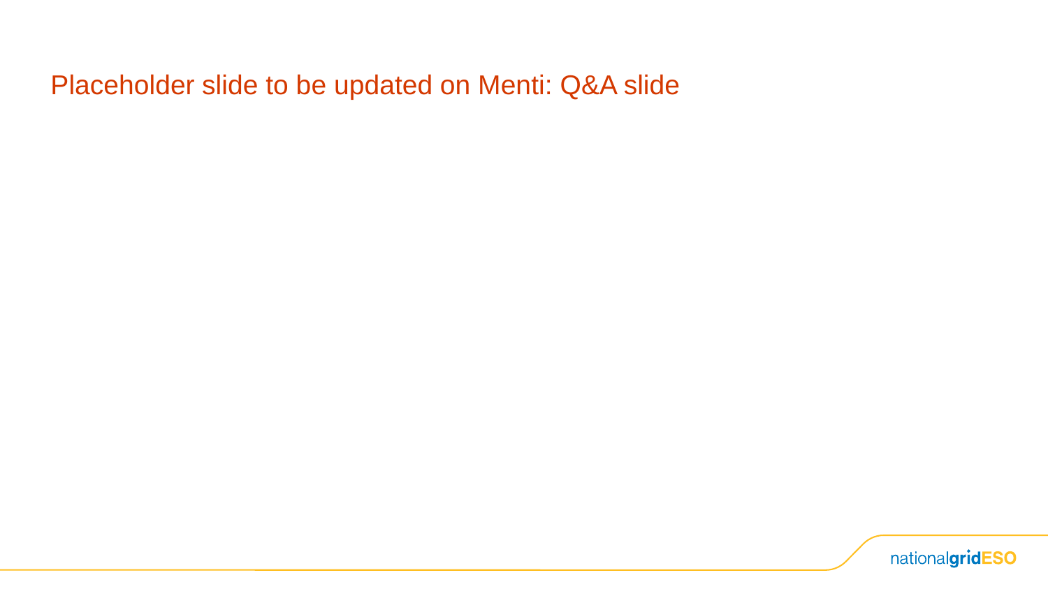# Placeholder slide to be updated on Menti: Q&A slide